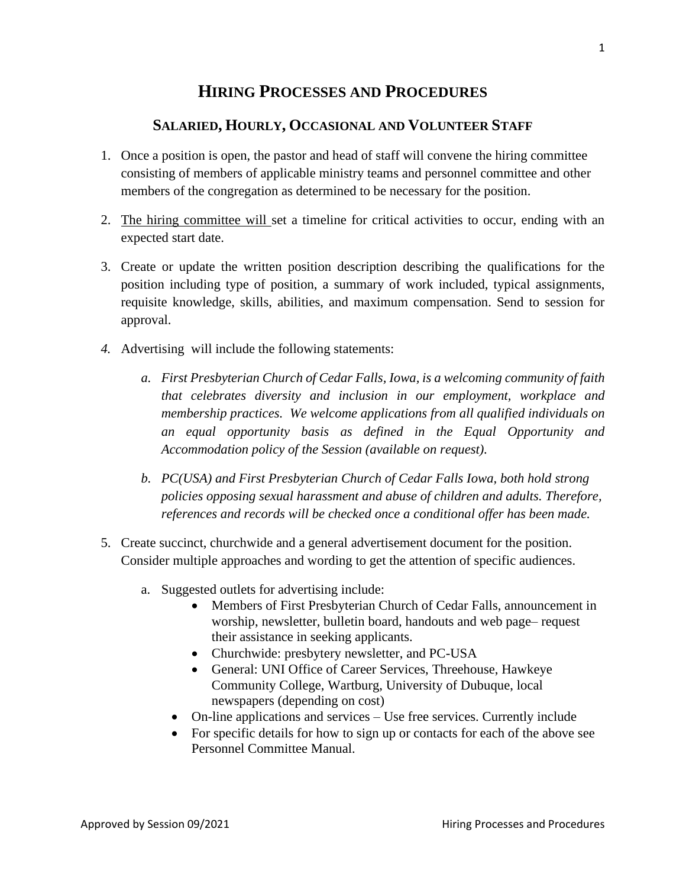# HIRING PROCESSES AND PROCEDURES

## SALARIED, HOURLY, OCCASIONAL AND VOLUNTEER STAFF

1. Once a position is open, the pastor and head of staff will convene the hiring committee consisting of members of applicable ministry teams and personnel committee and other members of the congregation as determined to be necessary for the position.

2. The hiring committee will set a timeline for critical activities to occur, ending with an expected start date.

3. Create or update the written position description describing the qualifications for the position including type of position, a summary of work included, typical assignments, requisite knowledge, skills, abilities, and maximum compensation. Send to session for approval.

4. Advertising will include the following statements:

   a. *First Presbyterian Church of Cedar Falls, Iowa, is a welcoming community of faith that celebrates diversity and inclusion in our employment, workplace and membership practices. We welcome applications from all qualified individuals on an equal opportunity basis as defined in the Equal Opportunity and Accommodation policy of the Session (available on request).*

   b. *PC(USA) and First Presbyterian Church of Cedar Falls Iowa, both hold strong policies opposing sexual harassment and abuse of children and adults. Therefore, references and records will be checked once a conditional offer has been made.*

5. Create succinct, churchwide and a general advertisement document for the position. Consider multiple approaches and wording to get the attention of specific audiences.

   a. Suggested outlets for advertising include:
      - Members of First Presbyterian Church of Cedar Falls, announcement in worship, newsletter, bulletin board, handouts and web page– request their assistance in seeking applicants.
      - Churchwide: presbytery newsletter, and PC-USA
      - General: UNI Office of Career Services, Threehouse, Hawkeye Community College, Wartburg, University of Dubuque, local newspapers (depending on cost)
   - On-line applications and services – Use free services. Currently include
   - For specific details for how to sign up or contacts for each of the above see Personnel Committee Manual.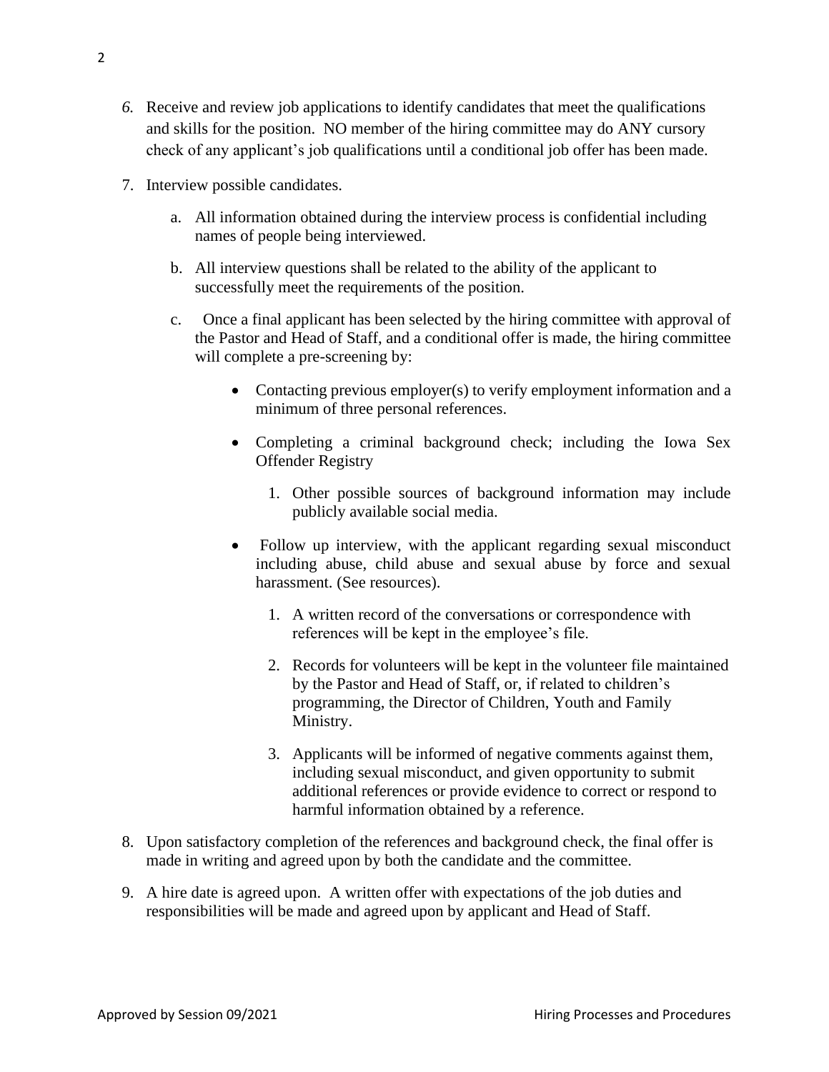6. Receive and review job applications to identify candidates that meet the qualifications and skills for the position. NO member of the hiring committee may do ANY cursory check of any applicant's job qualifications until a conditional job offer has been made.

7. Interview possible candidates.

   a. All information obtained during the interview process is confidential including names of people being interviewed.

   b. All interview questions shall be related to the ability of the applicant to successfully meet the requirements of the position.

   c. Once a final applicant has been selected by the hiring committee with approval of the Pastor and Head of Staff, and a conditional offer is made, the hiring committee will complete a pre-screening by:

      - Contacting previous employer(s) to verify employment information and a minimum of three personal references.

      - Completing a criminal background check; including the Iowa Sex Offender Registry

        1. Other possible sources of background information may include publicly available social media.

      - Follow up interview, with the applicant regarding sexual misconduct including abuse, child abuse and sexual abuse by force and sexual harassment. (See resources).

        1. A written record of the conversations or correspondence with references will be kept in the employee's file.

        2. Records for volunteers will be kept in the volunteer file maintained by the Pastor and Head of Staff, or, if related to children's programming, the Director of Children, Youth and Family Ministry.

        3. Applicants will be informed of negative comments against them, including sexual misconduct, and given opportunity to submit additional references or provide evidence to correct or respond to harmful information obtained by a reference.

8. Upon satisfactory completion of the references and background check, the final offer is made in writing and agreed upon by both the candidate and the committee.

9. A hire date is agreed upon. A written offer with expectations of the job duties and responsibilities will be made and agreed upon by applicant and Head of Staff.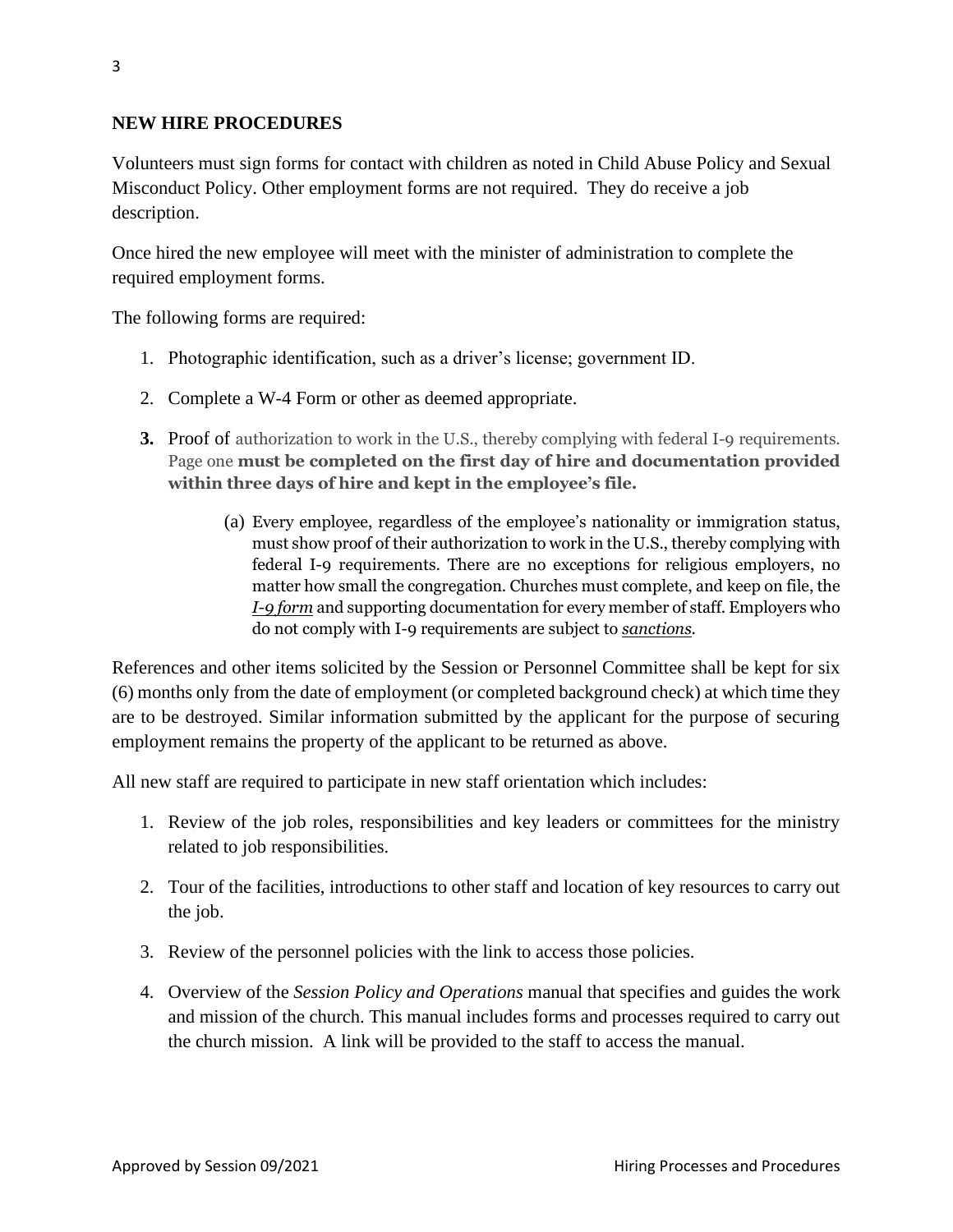## NEW HIRE PROCEDURES

Volunteers must sign forms for contact with children as noted in Child Abuse Policy and Sexual Misconduct Policy. Other employment forms are not required. They do receive a job description.

Once hired the new employee will meet with the minister of administration to complete the required employment forms.

The following forms are required:

1. Photographic identification, such as a driver's license; government ID.
2. Complete a W-4 Form or other as deemed appropriate.
3. Proof of authorization to work in the U.S., thereby complying with federal I-9 requirements. Page one **must be completed on the first day of hire and documentation provided within three days of hire and kept in the employee's file.**
    (a) Every employee, regardless of the employee's nationality or immigration status, must show proof of their authorization to work in the U.S., thereby complying with federal I-9 requirements. There are no exceptions for religious employers, no matter how small the congregation. Churches must complete, and keep on file, the *I-9 form* and supporting documentation for every member of staff. Employers who do not comply with I-9 requirements are subject to *sanctions*.

References and other items solicited by the Session or Personnel Committee shall be kept for six (6) months only from the date of employment (or completed background check) at which time they are to be destroyed. Similar information submitted by the applicant for the purpose of securing employment remains the property of the applicant to be returned as above.

All new staff are required to participate in new staff orientation which includes:

1. Review of the job roles, responsibilities and key leaders or committees for the ministry related to job responsibilities.
2. Tour of the facilities, introductions to other staff and location of key resources to carry out the job.
3. Review of the personnel policies with the link to access those policies.
4. Overview of the *Session Policy and Operations* manual that specifies and guides the work and mission of the church. This manual includes forms and processes required to carry out the church mission. A link will be provided to the staff to access the manual.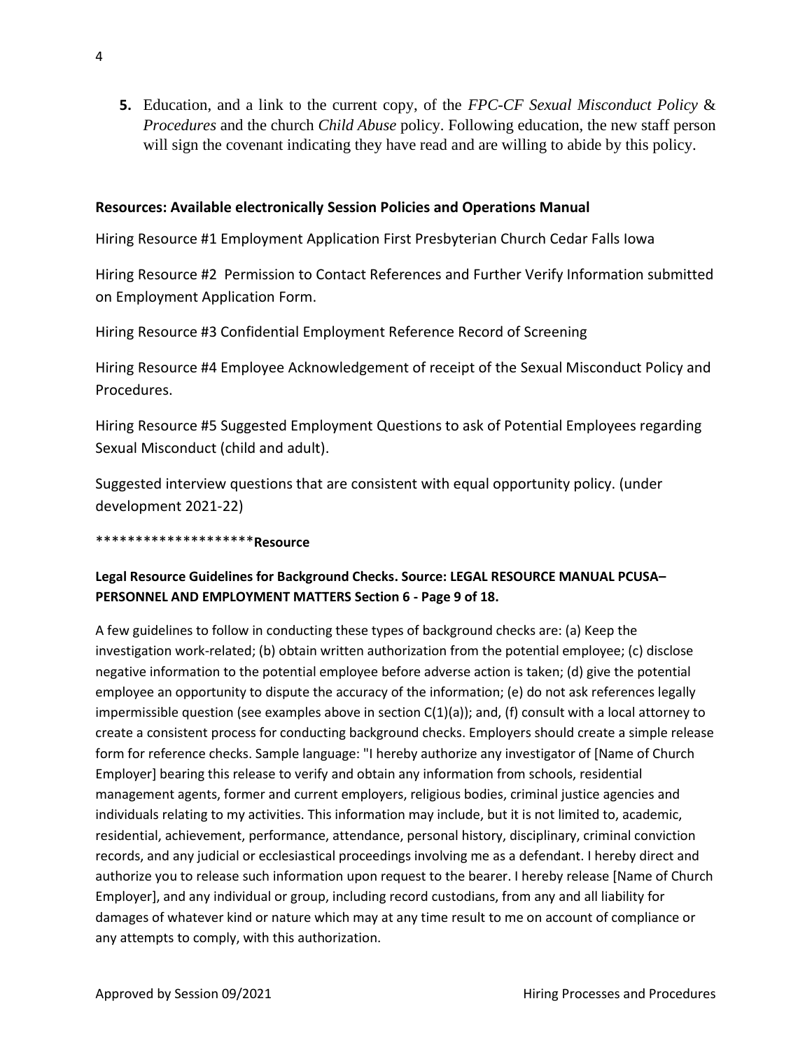**5.** Education, and a link to the current copy, of the *FPC-CF Sexual Misconduct Policy* & *Procedures* and the church *Child Abuse* policy. Following education, the new staff person will sign the covenant indicating they have read and are willing to abide by this policy.

**Resources: Available electronically Session Policies and Operations Manual**

Hiring Resource #1 Employment Application First Presbyterian Church Cedar Falls Iowa

Hiring Resource #2 Permission to Contact References and Further Verify Information submitted on Employment Application Form.

Hiring Resource #3 Confidential Employment Reference Record of Screening

Hiring Resource #4 Employee Acknowledgement of receipt of the Sexual Misconduct Policy and Procedures.

Hiring Resource #5 Suggested Employment Questions to ask of Potential Employees regarding Sexual Misconduct (child and adult).

Suggested interview questions that are consistent with equal opportunity policy. (under development 2021-22)

**********************Resource**

**Legal Resource Guidelines for Background Checks. Source: LEGAL RESOURCE MANUAL PCUSA– PERSONNEL AND EMPLOYMENT MATTERS Section 6 - Page 9 of 18.**

A few guidelines to follow in conducting these types of background checks are: (a) Keep the investigation work-related; (b) obtain written authorization from the potential employee; (c) disclose negative information to the potential employee before adverse action is taken; (d) give the potential employee an opportunity to dispute the accuracy of the information; (e) do not ask references legally impermissible question (see examples above in section C(1)(a)); and, (f) consult with a local attorney to create a consistent process for conducting background checks. Employers should create a simple release form for reference checks. Sample language: "I hereby authorize any investigator of [Name of Church Employer] bearing this release to verify and obtain any information from schools, residential management agents, former and current employers, religious bodies, criminal justice agencies and individuals relating to my activities. This information may include, but it is not limited to, academic, residential, achievement, performance, attendance, personal history, disciplinary, criminal conviction records, and any judicial or ecclesiastical proceedings involving me as a defendant. I hereby direct and authorize you to release such information upon request to the bearer. I hereby release [Name of Church Employer], and any individual or group, including record custodians, from any and all liability for damages of whatever kind or nature which may at any time result to me on account of compliance or any attempts to comply, with this authorization.